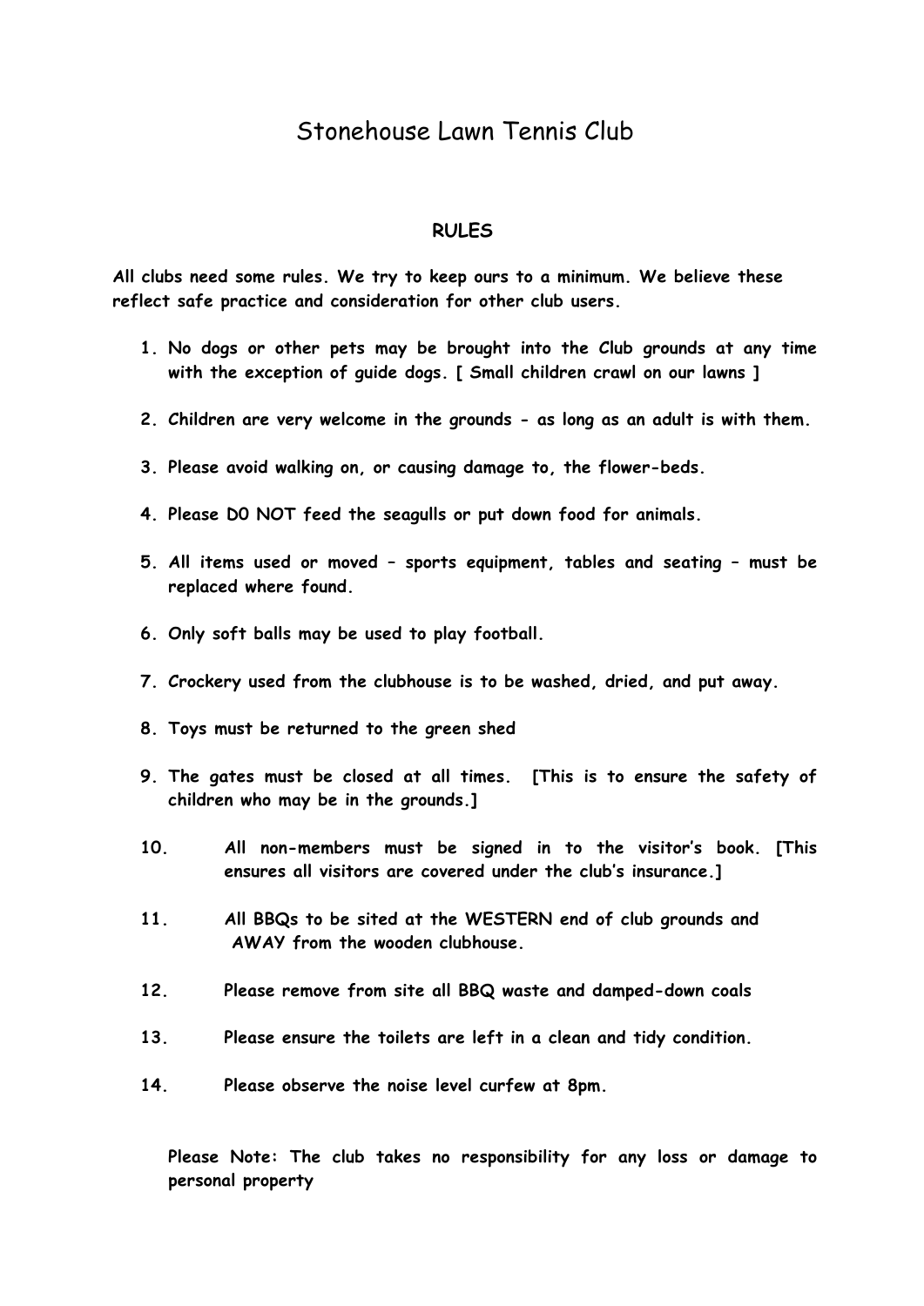# Stonehouse Lawn Tennis Club

## RULES

**All clubs need some rules. We try to keep ours to a minimum. We believe these reflect safe practice and consideration for other club users.**

1. **No dogs or other pets may be brought into the Club grounds at any time with the exception of guide dogs. [ Small children crawl on our lawns ]**
2. **Children are very welcome in the grounds - as long as an adult is with them.**
3. **Please avoid walking on, or causing damage to, the flower-beds.**
4. **Please D0 NOT feed the seagulls or put down food for animals.**
5. **All items used or moved – sports equipment, tables and seating – must be replaced where found.**
6. **Only soft balls may be used to play football.**
7. **Crockery used from the clubhouse is to be washed, dried, and put away.**
8. **Toys must be returned to the green shed**
9. **The gates must be closed at all times. [This is to ensure the safety of children who may be in the grounds.]**
10. **All non-members must be signed in to the visitor's book. [This ensures all visitors are covered under the club's insurance.]**
11. **All BBQs to be sited at the WESTERN end of club grounds and AWAY from the wooden clubhouse.**
12. **Please remove from site all BBQ waste and damped-down coals**
13. **Please ensure the toilets are left in a clean and tidy condition.**
14. **Please observe the noise level curfew at 8pm.**

**Please Note: The club takes no responsibility for any loss or damage to personal property**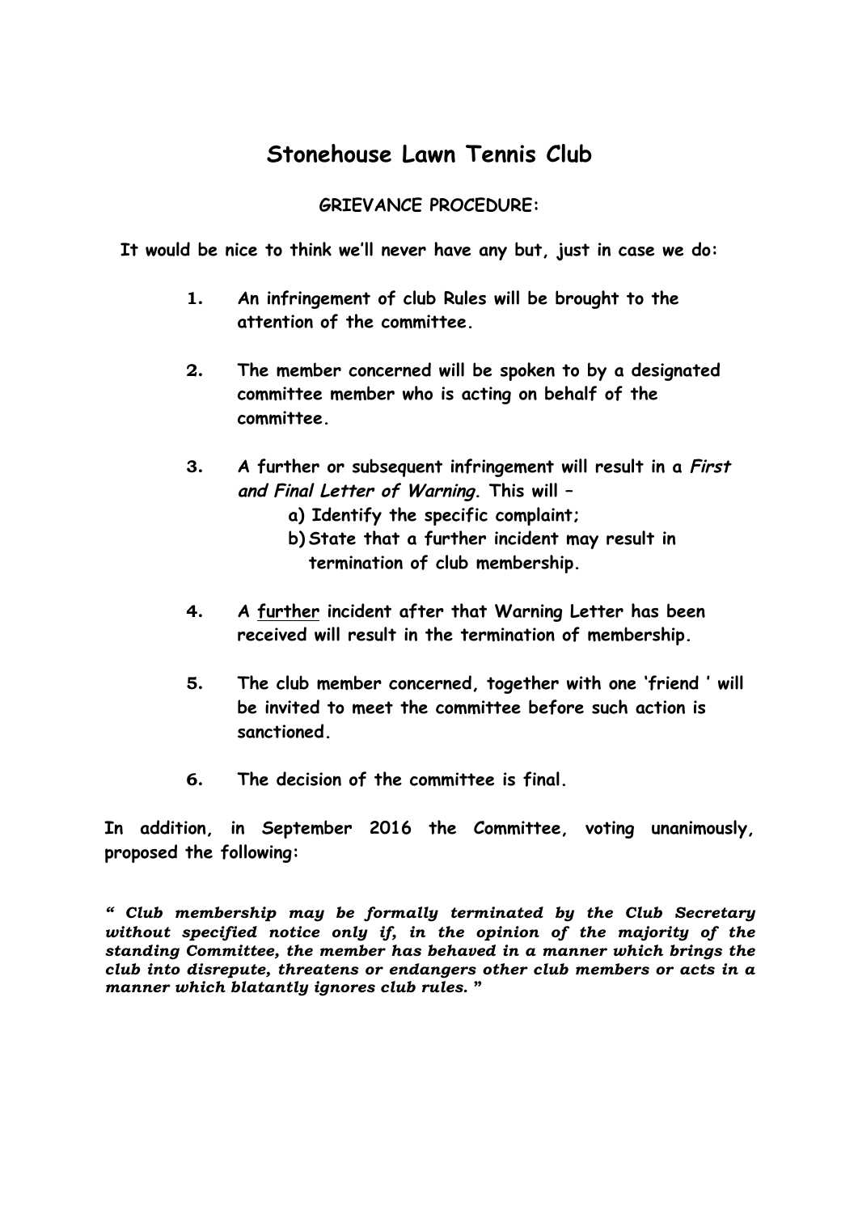# Stonehouse Lawn Tennis Club

**GRIEVANCE PROCEDURE:**

**It would be nice to think we'll never have any but, just in case we do:**

1. **An infringement of club Rules will be brought to the attention of the committee.**

2. **The member concerned will be spoken to by a designated committee member who is acting on behalf of the committee.**

3. **A further or subsequent infringement will result in a *First and Final Letter of Warning*. This will –**
   - **a) Identify the specific complaint;**
   - **b) State that a further incident may result in termination of club membership.**

4. **A <u>further</u> incident after that Warning Letter has been received will result in the termination of membership.**

5. **The club member concerned, together with one 'friend ' will be invited to meet the committee before such action is sanctioned.**

6. **The decision of the committee is final.**

**In addition, in September 2016 the Committee, voting unanimously, proposed the following:**

***" Club membership may be formally terminated by the Club Secretary without specified notice only if, in the opinion of the majority of the standing Committee, the member has behaved in a manner which brings the club into disrepute, threatens or endangers other club members or acts in a manner which blatantly ignores club rules. "***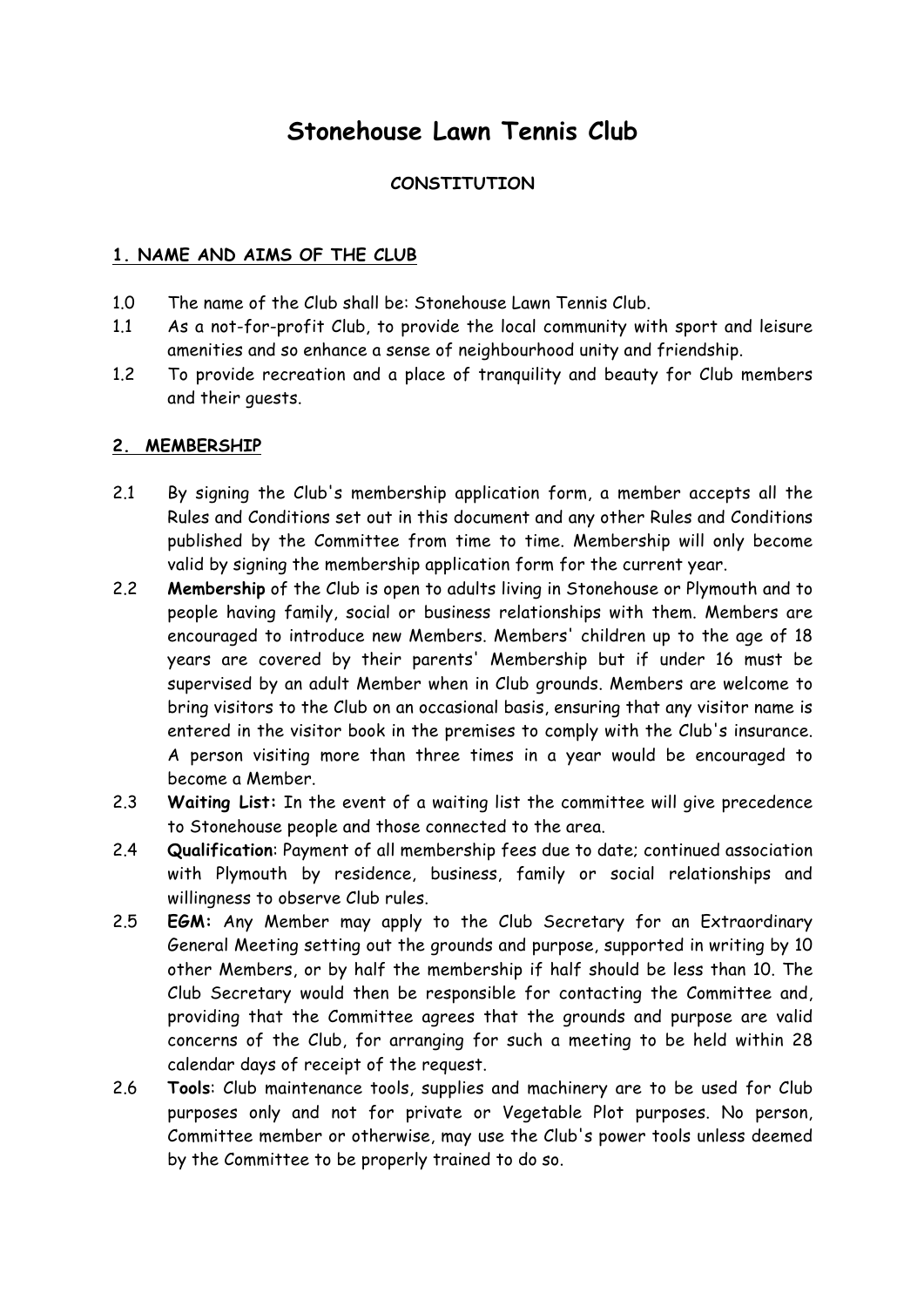# Stonehouse Lawn Tennis Club

## CONSTITUTION

### 1. NAME AND AIMS OF THE CLUB

1.0 The name of the Club shall be: Stonehouse Lawn Tennis Club.

1.1 As a not-for-profit Club, to provide the local community with sport and leisure amenities and so enhance a sense of neighbourhood unity and friendship.

1.2 To provide recreation and a place of tranquility and beauty for Club members and their guests.

### 2. MEMBERSHIP

2.1 By signing the Club's membership application form, a member accepts all the Rules and Conditions set out in this document and any other Rules and Conditions published by the Committee from time to time. Membership will only become valid by signing the membership application form for the current year.

2.2 **Membership** of the Club is open to adults living in Stonehouse or Plymouth and to people having family, social or business relationships with them. Members are encouraged to introduce new Members. Members' children up to the age of 18 years are covered by their parents' Membership but if under 16 must be supervised by an adult Member when in Club grounds. Members are welcome to bring visitors to the Club on an occasional basis, ensuring that any visitor name is entered in the visitor book in the premises to comply with the Club's insurance. A person visiting more than three times in a year would be encouraged to become a Member.

2.3 **Waiting List:** In the event of a waiting list the committee will give precedence to Stonehouse people and those connected to the area.

2.4 **Qualification**: Payment of all membership fees due to date; continued association with Plymouth by residence, business, family or social relationships and willingness to observe Club rules.

2.5 **EGM:** Any Member may apply to the Club Secretary for an Extraordinary General Meeting setting out the grounds and purpose, supported in writing by 10 other Members, or by half the membership if half should be less than 10. The Club Secretary would then be responsible for contacting the Committee and, providing that the Committee agrees that the grounds and purpose are valid concerns of the Club, for arranging for such a meeting to be held within 28 calendar days of receipt of the request.

2.6 **Tools**: Club maintenance tools, supplies and machinery are to be used for Club purposes only and not for private or Vegetable Plot purposes. No person, Committee member or otherwise, may use the Club's power tools unless deemed by the Committee to be properly trained to do so.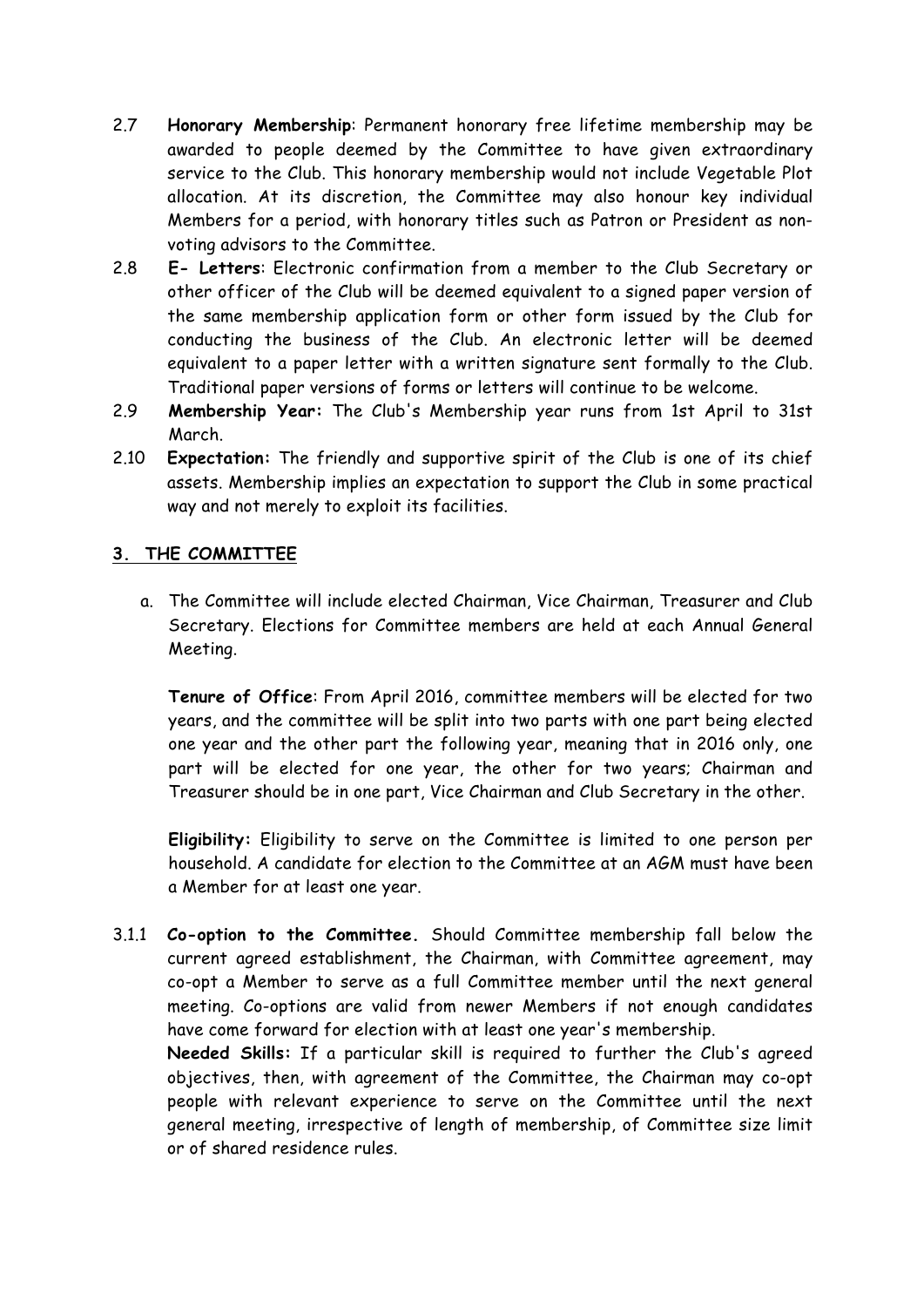2.7 **Honorary Membership**: Permanent honorary free lifetime membership may be awarded to people deemed by the Committee to have given extraordinary service to the Club. This honorary membership would not include Vegetable Plot allocation. At its discretion, the Committee may also honour key individual Members for a period, with honorary titles such as Patron or President as non-voting advisors to the Committee.

2.8 **E- Letters**: Electronic confirmation from a member to the Club Secretary or other officer of the Club will be deemed equivalent to a signed paper version of the same membership application form or other form issued by the Club for conducting the business of the Club. An electronic letter will be deemed equivalent to a paper letter with a written signature sent formally to the Club. Traditional paper versions of forms or letters will continue to be welcome.

2.9 **Membership Year:** The Club's Membership year runs from 1st April to 31st March.

2.10 **Expectation:** The friendly and supportive spirit of the Club is one of its chief assets. Membership implies an expectation to support the Club in some practical way and not merely to exploit its facilities.

## 3. THE COMMITTEE

a. The Committee will include elected Chairman, Vice Chairman, Treasurer and Club Secretary. Elections for Committee members are held at each Annual General Meeting.

   **Tenure of Office**: From April 2016, committee members will be elected for two years, and the committee will be split into two parts with one part being elected one year and the other part the following year, meaning that in 2016 only, one part will be elected for one year, the other for two years; Chairman and Treasurer should be in one part, Vice Chairman and Club Secretary in the other.

   **Eligibility:** Eligibility to serve on the Committee is limited to one person per household. A candidate for election to the Committee at an AGM must have been a Member for at least one year.

3.1.1 **Co-option to the Committee.** Should Committee membership fall below the current agreed establishment, the Chairman, with Committee agreement, may co-opt a Member to serve as a full Committee member until the next general meeting. Co-options are valid from newer Members if not enough candidates have come forward for election with at least one year's membership.
**Needed Skills:** If a particular skill is required to further the Club's agreed objectives, then, with agreement of the Committee, the Chairman may co-opt people with relevant experience to serve on the Committee until the next general meeting, irrespective of length of membership, of Committee size limit or of shared residence rules.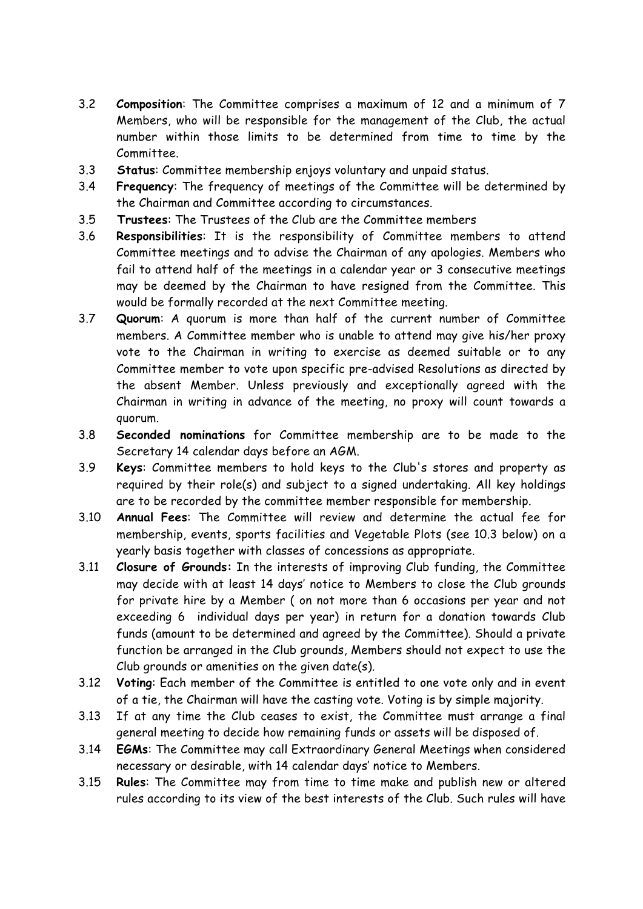3.2 **Composition**: The Committee comprises a maximum of 12 and a minimum of 7 Members, who will be responsible for the management of the Club, the actual number within those limits to be determined from time to time by the Committee.

3.3 **Status**: Committee membership enjoys voluntary and unpaid status.

3.4 **Frequency**: The frequency of meetings of the Committee will be determined by the Chairman and Committee according to circumstances.

3.5 **Trustees**: The Trustees of the Club are the Committee members

3.6 **Responsibilities**: It is the responsibility of Committee members to attend Committee meetings and to advise the Chairman of any apologies. Members who fail to attend half of the meetings in a calendar year or 3 consecutive meetings may be deemed by the Chairman to have resigned from the Committee. This would be formally recorded at the next Committee meeting.

3.7 **Quorum**: A quorum is more than half of the current number of Committee members. A Committee member who is unable to attend may give his/her proxy vote to the Chairman in writing to exercise as deemed suitable or to any Committee member to vote upon specific pre-advised Resolutions as directed by the absent Member. Unless previously and exceptionally agreed with the Chairman in writing in advance of the meeting, no proxy will count towards a quorum.

3.8 **Seconded nominations** for Committee membership are to be made to the Secretary 14 calendar days before an AGM.

3.9 **Keys**: Committee members to hold keys to the Club's stores and property as required by their role(s) and subject to a signed undertaking. All key holdings are to be recorded by the committee member responsible for membership.

3.10 **Annual Fees**: The Committee will review and determine the actual fee for membership, events, sports facilities and Vegetable Plots (see 10.3 below) on a yearly basis together with classes of concessions as appropriate.

3.11 **Closure of Grounds:** In the interests of improving Club funding, the Committee may decide with at least 14 days' notice to Members to close the Club grounds for private hire by a Member ( on not more than 6 occasions per year and not exceeding 6 individual days per year) in return for a donation towards Club funds (amount to be determined and agreed by the Committee). Should a private function be arranged in the Club grounds, Members should not expect to use the Club grounds or amenities on the given date(s).

3.12 **Voting**: Each member of the Committee is entitled to one vote only and in event of a tie, the Chairman will have the casting vote. Voting is by simple majority.

3.13 If at any time the Club ceases to exist, the Committee must arrange a final general meeting to decide how remaining funds or assets will be disposed of.

3.14 **EGMs**: The Committee may call Extraordinary General Meetings when considered necessary or desirable, with 14 calendar days' notice to Members.

3.15 **Rules**: The Committee may from time to time make and publish new or altered rules according to its view of the best interests of the Club. Such rules will have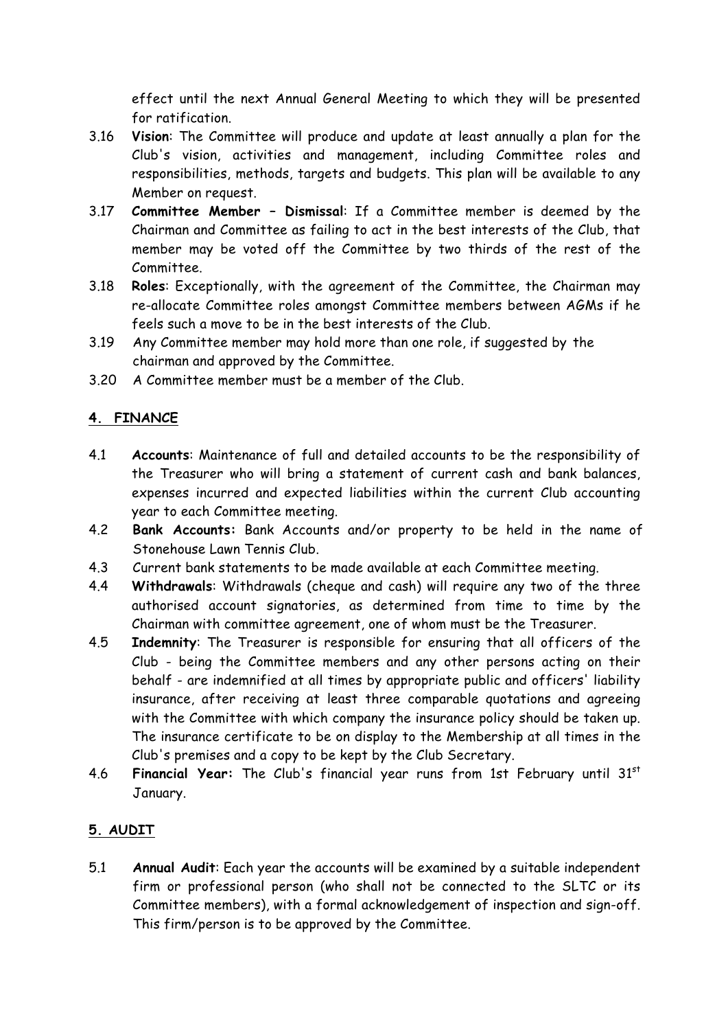effect until the next Annual General Meeting to which they will be presented for ratification.

3.16 **Vision**: The Committee will produce and update at least annually a plan for the Club's vision, activities and management, including Committee roles and responsibilities, methods, targets and budgets. This plan will be available to any Member on request.

3.17 **Committee Member – Dismissal**: If a Committee member is deemed by the Chairman and Committee as failing to act in the best interests of the Club, that member may be voted off the Committee by two thirds of the rest of the Committee.

3.18 **Roles**: Exceptionally, with the agreement of the Committee, the Chairman may re-allocate Committee roles amongst Committee members between AGMs if he feels such a move to be in the best interests of the Club.

3.19 Any Committee member may hold more than one role, if suggested by the chairman and approved by the Committee.

3.20 A Committee member must be a member of the Club.

## 4. FINANCE

4.1 **Accounts**: Maintenance of full and detailed accounts to be the responsibility of the Treasurer who will bring a statement of current cash and bank balances, expenses incurred and expected liabilities within the current Club accounting year to each Committee meeting.

4.2 **Bank Accounts:** Bank Accounts and/or property to be held in the name of Stonehouse Lawn Tennis Club.

4.3 Current bank statements to be made available at each Committee meeting.

4.4 **Withdrawals**: Withdrawals (cheque and cash) will require any two of the three authorised account signatories, as determined from time to time by the Chairman with committee agreement, one of whom must be the Treasurer.

4.5 **Indemnity**: The Treasurer is responsible for ensuring that all officers of the Club - being the Committee members and any other persons acting on their behalf - are indemnified at all times by appropriate public and officers' liability insurance, after receiving at least three comparable quotations and agreeing with the Committee with which company the insurance policy should be taken up. The insurance certificate to be on display to the Membership at all times in the Club's premises and a copy to be kept by the Club Secretary.

4.6 **Financial Year:** The Club's financial year runs from 1st February until 31st January.

## 5. AUDIT

5.1 **Annual Audit**: Each year the accounts will be examined by a suitable independent firm or professional person (who shall not be connected to the SLTC or its Committee members), with a formal acknowledgement of inspection and sign-off. This firm/person is to be approved by the Committee.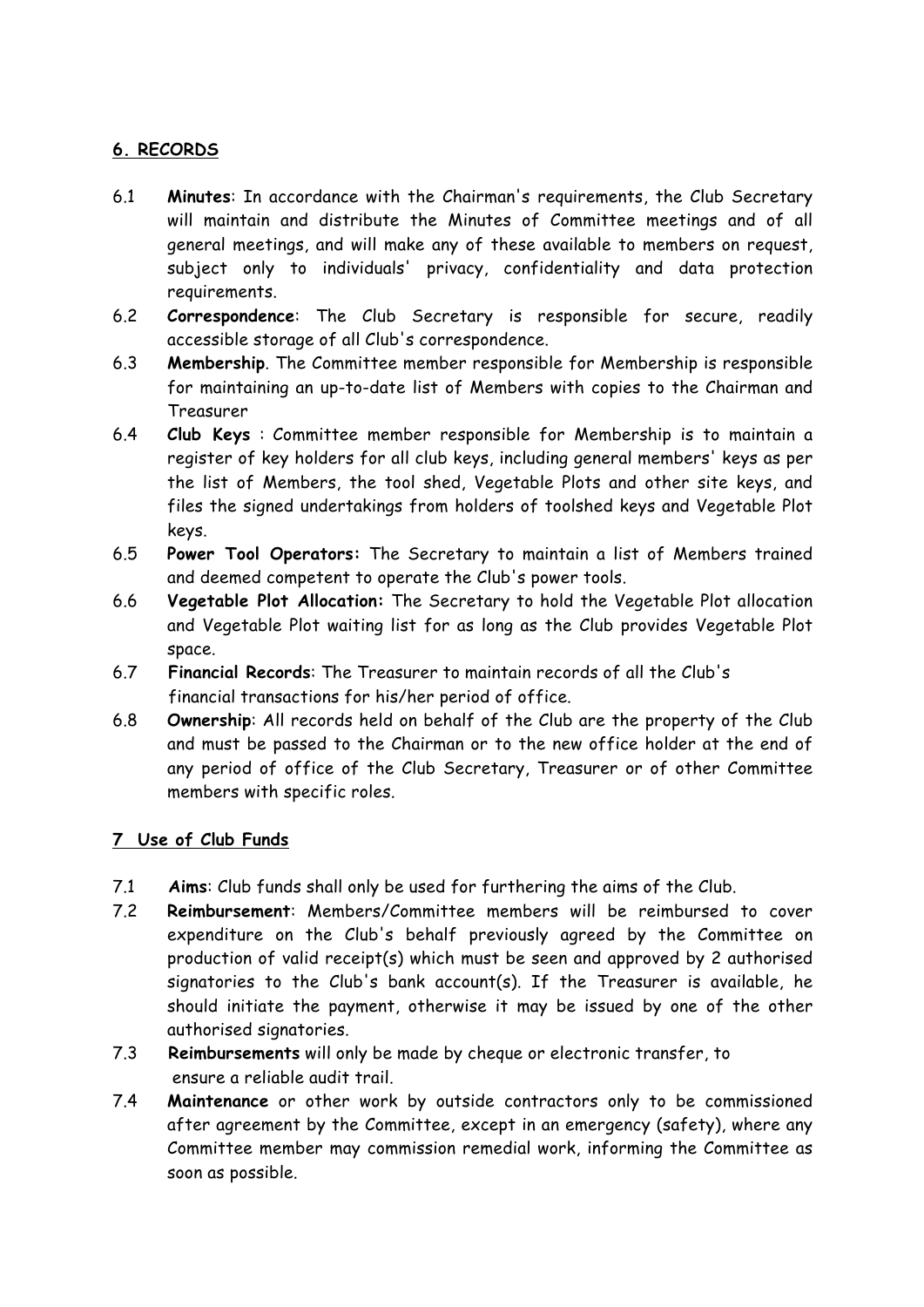## 6. RECORDS

6.1 **Minutes**: In accordance with the Chairman's requirements, the Club Secretary will maintain and distribute the Minutes of Committee meetings and of all general meetings, and will make any of these available to members on request, subject only to individuals' privacy, confidentiality and data protection requirements.

6.2 **Correspondence**: The Club Secretary is responsible for secure, readily accessible storage of all Club's correspondence.

6.3 **Membership**. The Committee member responsible for Membership is responsible for maintaining an up-to-date list of Members with copies to the Chairman and Treasurer

6.4 **Club Keys** : Committee member responsible for Membership is to maintain a register of key holders for all club keys, including general members' keys as per the list of Members, the tool shed, Vegetable Plots and other site keys, and files the signed undertakings from holders of toolshed keys and Vegetable Plot keys.

6.5 **Power Tool Operators:** The Secretary to maintain a list of Members trained and deemed competent to operate the Club's power tools.

6.6 **Vegetable Plot Allocation:** The Secretary to hold the Vegetable Plot allocation and Vegetable Plot waiting list for as long as the Club provides Vegetable Plot space.

6.7 **Financial Records**: The Treasurer to maintain records of all the Club's financial transactions for his/her period of office.

6.8 **Ownership**: All records held on behalf of the Club are the property of the Club and must be passed to the Chairman or to the new office holder at the end of any period of office of the Club Secretary, Treasurer or of other Committee members with specific roles.

## 7 Use of Club Funds

7.1 **Aims**: Club funds shall only be used for furthering the aims of the Club.

7.2 **Reimbursement**: Members/Committee members will be reimbursed to cover expenditure on the Club's behalf previously agreed by the Committee on production of valid receipt(s) which must be seen and approved by 2 authorised signatories to the Club's bank account(s). If the Treasurer is available, he should initiate the payment, otherwise it may be issued by one of the other authorised signatories.

7.3 **Reimbursements** will only be made by cheque or electronic transfer, to ensure a reliable audit trail.

7.4 **Maintenance** or other work by outside contractors only to be commissioned after agreement by the Committee, except in an emergency (safety), where any Committee member may commission remedial work, informing the Committee as soon as possible.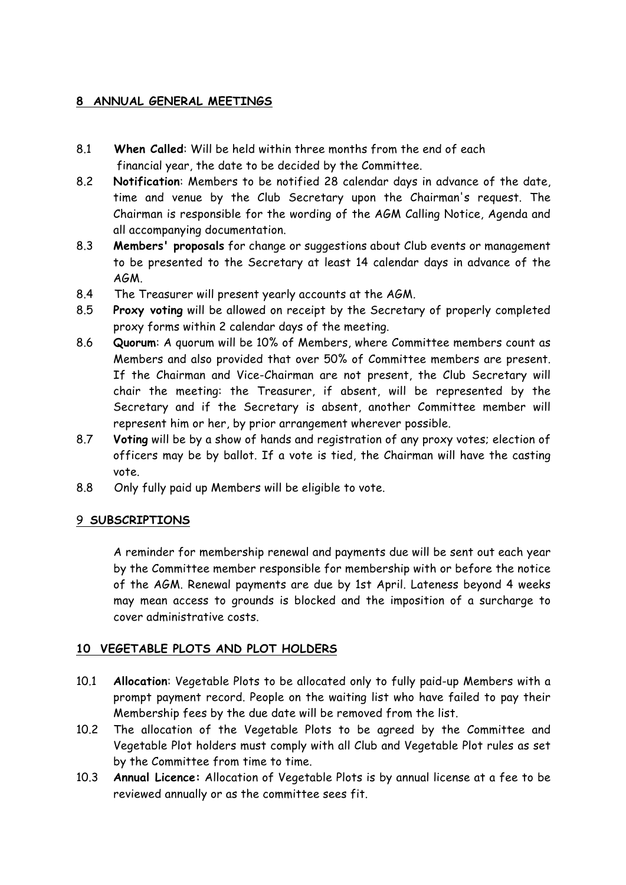## 8 ANNUAL GENERAL MEETINGS

8.1 **When Called**: Will be held within three months from the end of each financial year, the date to be decided by the Committee.

8.2 **Notification**: Members to be notified 28 calendar days in advance of the date, time and venue by the Club Secretary upon the Chairman's request. The Chairman is responsible for the wording of the AGM Calling Notice, Agenda and all accompanying documentation.

8.3 **Members' proposals** for change or suggestions about Club events or management to be presented to the Secretary at least 14 calendar days in advance of the AGM.

8.4 The Treasurer will present yearly accounts at the AGM.

8.5 **Proxy voting** will be allowed on receipt by the Secretary of properly completed proxy forms within 2 calendar days of the meeting.

8.6 **Quorum**: A quorum will be 10% of Members, where Committee members count as Members and also provided that over 50% of Committee members are present. If the Chairman and Vice-Chairman are not present, the Club Secretary will chair the meeting: the Treasurer, if absent, will be represented by the Secretary and if the Secretary is absent, another Committee member will represent him or her, by prior arrangement wherever possible.

8.7 **Voting** will be by a show of hands and registration of any proxy votes; election of officers may be by ballot. If a vote is tied, the Chairman will have the casting vote.

8.8 Only fully paid up Members will be eligible to vote.

## 9 SUBSCRIPTIONS

A reminder for membership renewal and payments due will be sent out each year by the Committee member responsible for membership with or before the notice of the AGM. Renewal payments are due by 1st April. Lateness beyond 4 weeks may mean access to grounds is blocked and the imposition of a surcharge to cover administrative costs.

## 10 VEGETABLE PLOTS AND PLOT HOLDERS

10.1 **Allocation**: Vegetable Plots to be allocated only to fully paid-up Members with a prompt payment record. People on the waiting list who have failed to pay their Membership fees by the due date will be removed from the list.

10.2 The allocation of the Vegetable Plots to be agreed by the Committee and Vegetable Plot holders must comply with all Club and Vegetable Plot rules as set by the Committee from time to time.

10.3 **Annual Licence:** Allocation of Vegetable Plots is by annual license at a fee to be reviewed annually or as the committee sees fit.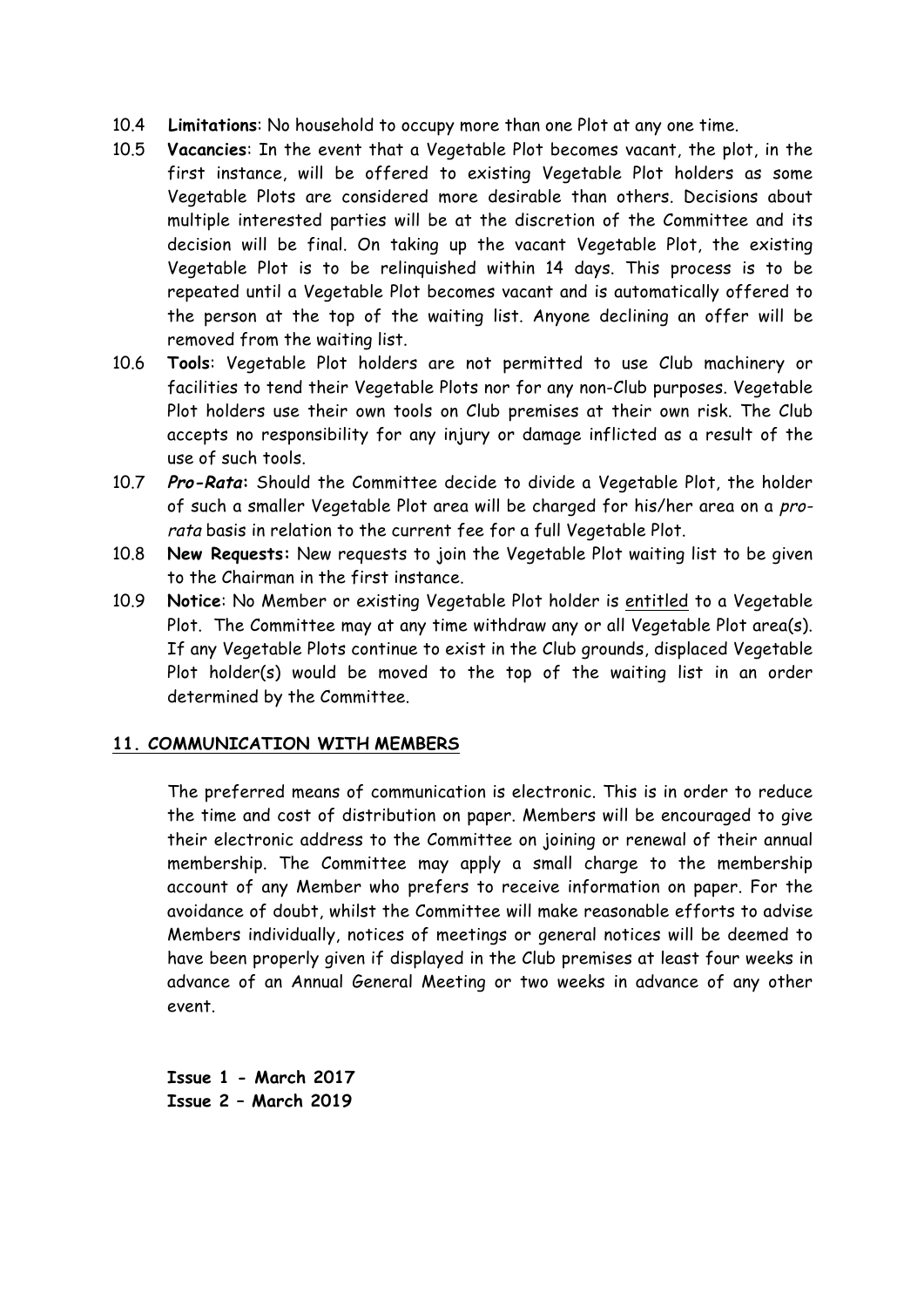10.4 **Limitations**: No household to occupy more than one Plot at any one time.

10.5 **Vacancies**: In the event that a Vegetable Plot becomes vacant, the plot, in the first instance, will be offered to existing Vegetable Plot holders as some Vegetable Plots are considered more desirable than others. Decisions about multiple interested parties will be at the discretion of the Committee and its decision will be final. On taking up the vacant Vegetable Plot, the existing Vegetable Plot is to be relinquished within 14 days. This process is to be repeated until a Vegetable Plot becomes vacant and is automatically offered to the person at the top of the waiting list. Anyone declining an offer will be removed from the waiting list.

10.6 **Tools**: Vegetable Plot holders are not permitted to use Club machinery or facilities to tend their Vegetable Plots nor for any non-Club purposes. Vegetable Plot holders use their own tools on Club premises at their own risk. The Club accepts no responsibility for any injury or damage inflicted as a result of the use of such tools.

10.7 ***Pro-Rata*:** Should the Committee decide to divide a Vegetable Plot, the holder of such a smaller Vegetable Plot area will be charged for his/her area on a *pro-rata* basis in relation to the current fee for a full Vegetable Plot.

10.8 **New Requests:** New requests to join the Vegetable Plot waiting list to be given to the Chairman in the first instance.

10.9 **Notice**: No Member or existing Vegetable Plot holder is <u>entitled</u> to a Vegetable Plot. The Committee may at any time withdraw any or all Vegetable Plot area(s). If any Vegetable Plots continue to exist in the Club grounds, displaced Vegetable Plot holder(s) would be moved to the top of the waiting list in an order determined by the Committee.

## 11. COMMUNICATION WITH MEMBERS

The preferred means of communication is electronic. This is in order to reduce the time and cost of distribution on paper. Members will be encouraged to give their electronic address to the Committee on joining or renewal of their annual membership. The Committee may apply a small charge to the membership account of any Member who prefers to receive information on paper. For the avoidance of doubt, whilst the Committee will make reasonable efforts to advise Members individually, notices of meetings or general notices will be deemed to have been properly given if displayed in the Club premises at least four weeks in advance of an Annual General Meeting or two weeks in advance of any other event.

**Issue 1 - March 2017**
**Issue 2 – March 2019**